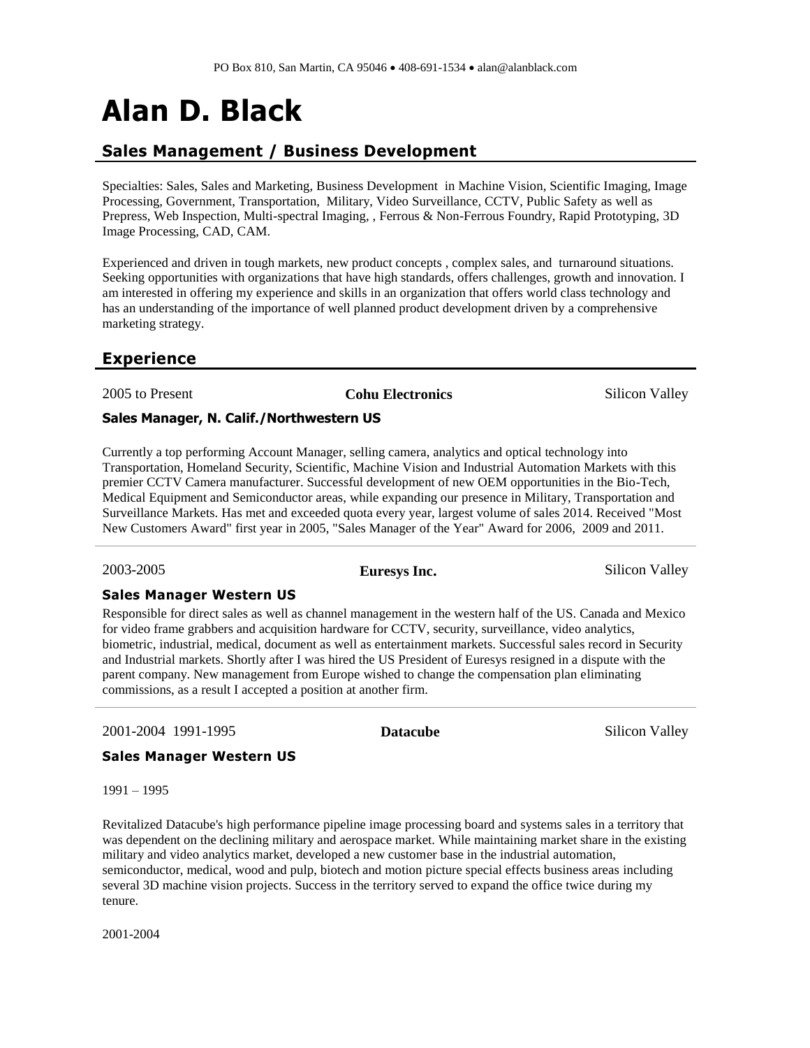PO Box 810, San Martin, CA 95046 • 408-691-1534 • alan@alanblack.com

# Alan D. Black

## Sales Management / Business Development

Specialties: Sales, Sales and Marketing, Business Development in Machine Vision, Scientific Imaging, Image Processing, Government, Transportation, Military, Video Surveillance, CCTV, Public Safety as well as Prepress, Web Inspection, Multi-spectral Imaging, , Ferrous & Non-Ferrous Foundry, Rapid Prototyping, 3D Image Processing, CAD, CAM.

Experienced and driven in tough markets, new product concepts , complex sales, and turnaround situations. Seeking opportunities with organizations that have high standards, offers challenges, growth and innovation. I am interested in offering my experience and skills in an organization that offers world class technology and has an understanding of the importance of well planned product development driven by a comprehensive marketing strategy.

## Experience

2005 to Present **Cohu Electronics** Silicon Valley

### Sales Manager, N. Calif./Northwestern US

Currently a top performing Account Manager, selling camera, analytics and optical technology into Transportation, Homeland Security, Scientific, Machine Vision and Industrial Automation Markets with this premier CCTV Camera manufacturer. Successful development of new OEM opportunities in the Bio-Tech, Medical Equipment and Semiconductor areas, while expanding our presence in Military, Transportation and Surveillance Markets. Has met and exceeded quota every year, largest volume of sales 2014. Received "Most New Customers Award" first year in 2005, "Sales Manager of the Year" Award for 2006, 2009 and 2011.

---

2003-2005 **Euresys Inc.** Silicon Valley

### Sales Manager Western US

Responsible for direct sales as well as channel management in the western half of the US. Canada and Mexico for video frame grabbers and acquisition hardware for CCTV, security, surveillance, video analytics, biometric, industrial, medical, document as well as entertainment markets. Successful sales record in Security and Industrial markets. Shortly after I was hired the US President of Euresys resigned in a dispute with the parent company. New management from Europe wished to change the compensation plan eliminating commissions, as a result I accepted a position at another firm.

---

2001-2004 1991-1995 **Datacube** Silicon Valley

### Sales Manager Western US

1991 – 1995

Revitalized Datacube's high performance pipeline image processing board and systems sales in a territory that was dependent on the declining military and aerospace market. While maintaining market share in the existing military and video analytics market, developed a new customer base in the industrial automation, semiconductor, medical, wood and pulp, biotech and motion picture special effects business areas including several 3D machine vision projects. Success in the territory served to expand the office twice during my tenure.

2001-2004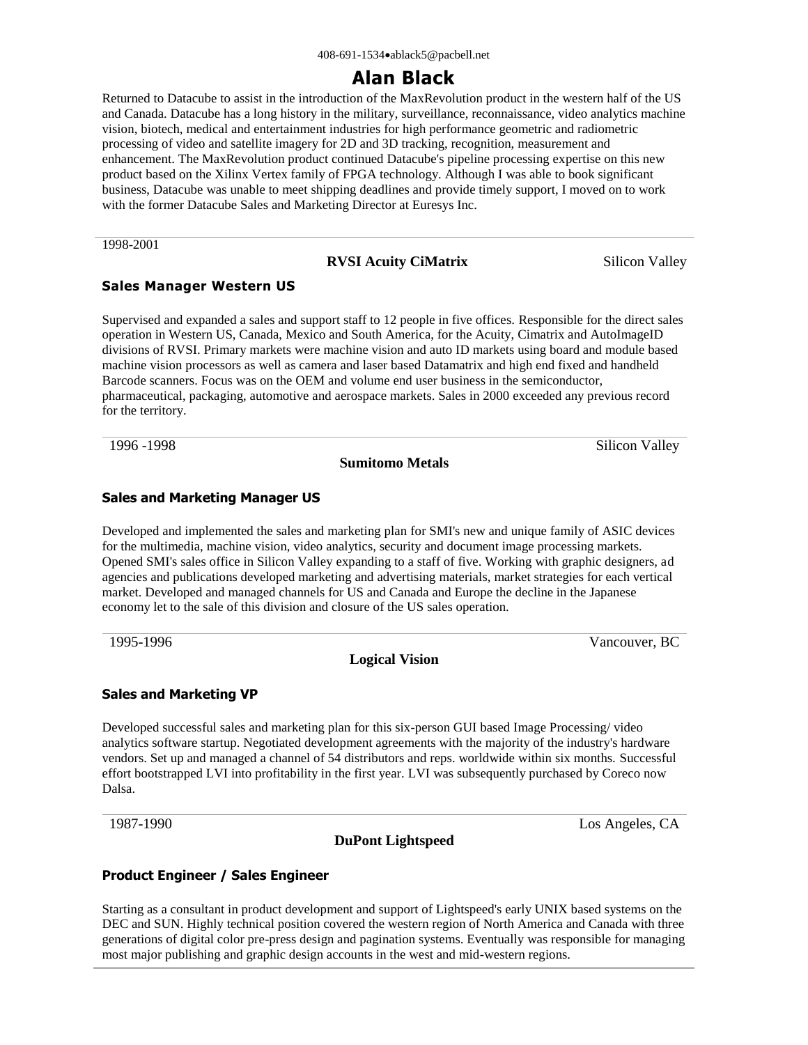408-691-1534•ablack5@pacbell.net

# Alan Black

Returned to Datacube to assist in the introduction of the MaxRevolution product in the western half of the US and Canada. Datacube has a long history in the military, surveillance, reconnaissance, video analytics machine vision, biotech, medical and entertainment industries for high performance geometric and radiometric processing of video and satellite imagery for 2D and 3D tracking, recognition, measurement and enhancement. The MaxRevolution product continued Datacube's pipeline processing expertise on this new product based on the Xilinx Vertex family of FPGA technology. Although I was able to book significant business, Datacube was unable to meet shipping deadlines and provide timely support, I moved on to work with the former Datacube Sales and Marketing Director at Euresys Inc.

---

1998-2001

**RVSI Acuity CiMatrix** Silicon Valley

### Sales Manager Western US

Supervised and expanded a sales and support staff to 12 people in five offices. Responsible for the direct sales operation in Western US, Canada, Mexico and South America, for the Acuity, Cimatrix and AutoImageID divisions of RVSI. Primary markets were machine vision and auto ID markets using board and module based machine vision processors as well as camera and laser based Datamatrix and high end fixed and handheld Barcode scanners. Focus was on the OEM and volume end user business in the semiconductor, pharmaceutical, packaging, automotive and aerospace markets. Sales in 2000 exceeded any previous record for the territory.

---

1996 -1998 Silicon Valley

**Sumitomo Metals**

### Sales and Marketing Manager US

Developed and implemented the sales and marketing plan for SMI's new and unique family of ASIC devices for the multimedia, machine vision, video analytics, security and document image processing markets. Opened SMI's sales office in Silicon Valley expanding to a staff of five. Working with graphic designers, ad agencies and publications developed marketing and advertising materials, market strategies for each vertical market. Developed and managed channels for US and Canada and Europe the decline in the Japanese economy let to the sale of this division and closure of the US sales operation.

---

1995-1996 Vancouver, BC

**Logical Vision**

### Sales and Marketing VP

Developed successful sales and marketing plan for this six-person GUI based Image Processing/ video analytics software startup. Negotiated development agreements with the majority of the industry's hardware vendors. Set up and managed a channel of 54 distributors and reps. worldwide within six months. Successful effort bootstrapped LVI into profitability in the first year. LVI was subsequently purchased by Coreco now Dalsa.

---

1987-1990 Los Angeles, CA

**DuPont Lightspeed**

### Product Engineer / Sales Engineer

Starting as a consultant in product development and support of Lightspeed's early UNIX based systems on the DEC and SUN. Highly technical position covered the western region of North America and Canada with three generations of digital color pre-press design and pagination systems. Eventually was responsible for managing most major publishing and graphic design accounts in the west and mid-western regions.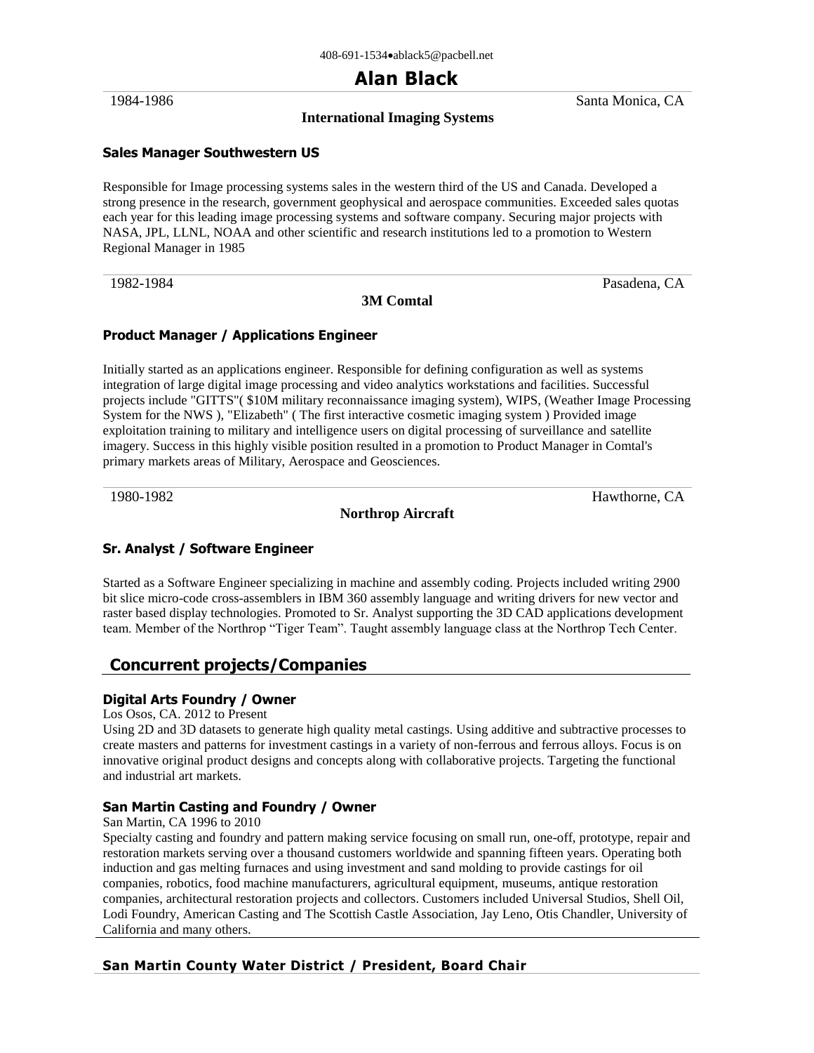408-691-1534•ablack5@pacbell.net

# Alan Black

1984-1986 Santa Monica, CA

**International Imaging Systems**

### Sales Manager Southwestern US

Responsible for Image processing systems sales in the western third of the US and Canada. Developed a strong presence in the research, government geophysical and aerospace communities. Exceeded sales quotas each year for this leading image processing systems and software company. Securing major projects with NASA, JPL, LLNL, NOAA and other scientific and research institutions led to a promotion to Western Regional Manager in 1985

1982-1984 Pasadena, CA

**3M Comtal**

### Product Manager / Applications Engineer

Initially started as an applications engineer. Responsible for defining configuration as well as systems integration of large digital image processing and video analytics workstations and facilities. Successful projects include "GITTS"( $10M military reconnaissance imaging system), WIPS, (Weather Image Processing System for the NWS ), "Elizabeth" ( The first interactive cosmetic imaging system ) Provided image exploitation training to military and intelligence users on digital processing of surveillance and satellite imagery. Success in this highly visible position resulted in a promotion to Product Manager in Comtal's primary markets areas of Military, Aerospace and Geosciences.

1980-1982 Hawthorne, CA

**Northrop Aircraft**

### Sr. Analyst / Software Engineer

Started as a Software Engineer specializing in machine and assembly coding. Projects included writing 2900 bit slice micro-code cross-assemblers in IBM 360 assembly language and writing drivers for new vector and raster based display technologies. Promoted to Sr. Analyst supporting the 3D CAD applications development team. Member of the Northrop "Tiger Team". Taught assembly language class at the Northrop Tech Center.

## Concurrent projects/Companies

### Digital Arts Foundry / Owner

Los Osos, CA. 2012 to Present

Using 2D and 3D datasets to generate high quality metal castings. Using additive and subtractive processes to create masters and patterns for investment castings in a variety of non-ferrous and ferrous alloys. Focus is on innovative original product designs and concepts along with collaborative projects. Targeting the functional and industrial art markets.

### San Martin Casting and Foundry / Owner

San Martin, CA 1996 to 2010

Specialty casting and foundry and pattern making service focusing on small run, one-off, prototype, repair and restoration markets serving over a thousand customers worldwide and spanning fifteen years. Operating both induction and gas melting furnaces and using investment and sand molding to provide castings for oil companies, robotics, food machine manufacturers, agricultural equipment, museums, antique restoration companies, architectural restoration projects and collectors. Customers included Universal Studios, Shell Oil, Lodi Foundry, American Casting and The Scottish Castle Association, Jay Leno, Otis Chandler, University of California and many others.

### San Martin County Water District / President, Board Chair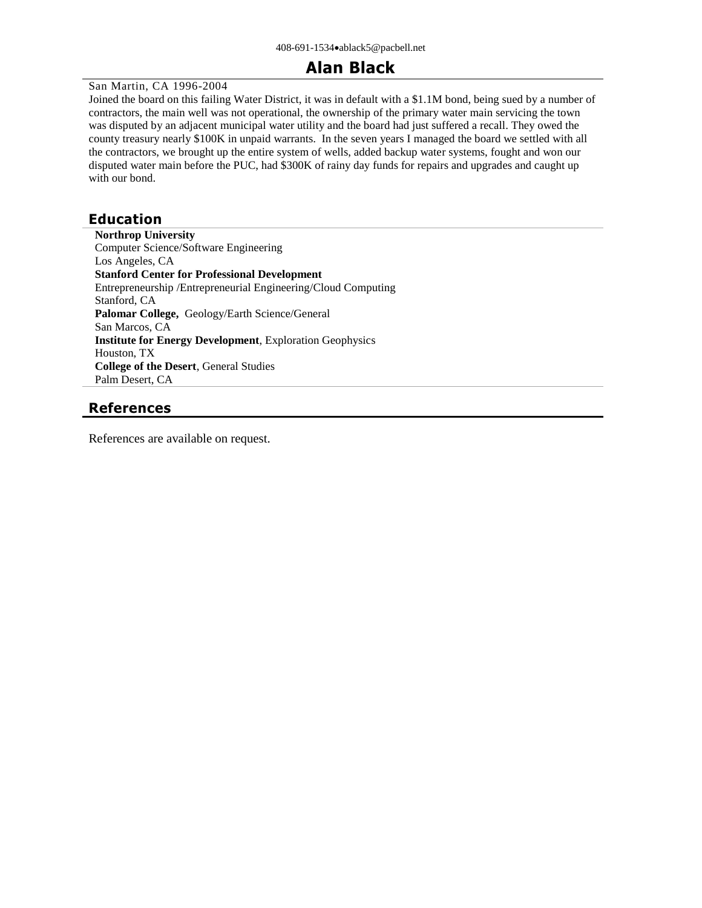408-691-1534•ablack5@pacbell.net

# Alan Black

San Martin, CA 1996-2004

Joined the board on this failing Water District, it was in default with a $1.1M bond, being sued by a number of contractors, the main well was not operational, the ownership of the primary water main servicing the town was disputed by an adjacent municipal water utility and the board had just suffered a recall. They owed the county treasury nearly $100K in unpaid warrants. In the seven years I managed the board we settled with all the contractors, we brought up the entire system of wells, added backup water systems, fought and won our disputed water main before the PUC, had $300K of rainy day funds for repairs and upgrades and caught up with our bond.

## Education

**Northrop University**
Computer Science/Software Engineering
Los Angeles, CA
**Stanford Center for Professional Development**
Entrepreneurship /Entrepreneurial Engineering/Cloud Computing
Stanford, CA
**Palomar College,** Geology/Earth Science/General
San Marcos, CA
**Institute for Energy Development**, Exploration Geophysics
Houston, TX
**College of the Desert**, General Studies
Palm Desert, CA

## References

References are available on request.